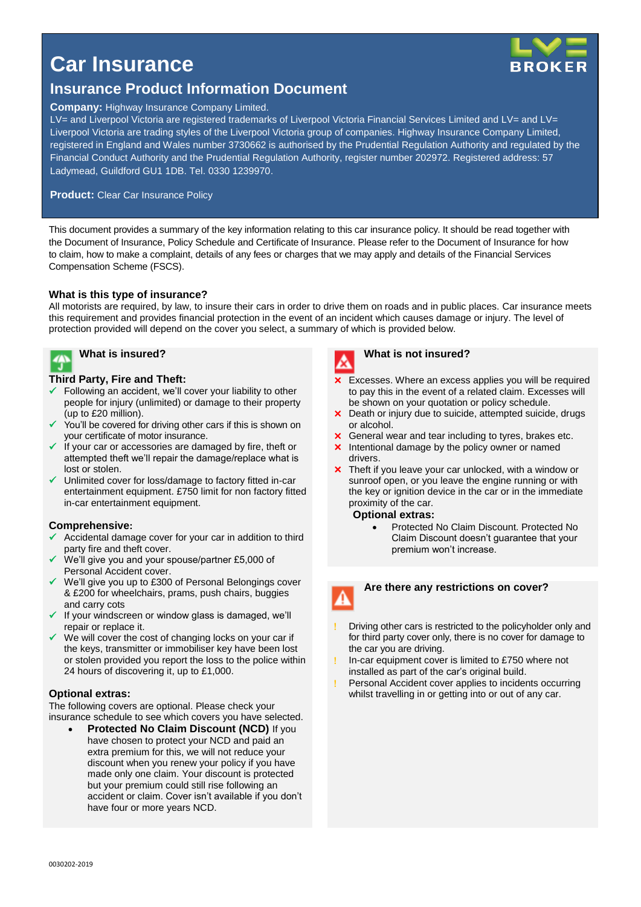# Car Insurance

## Insurance Product Information Document

**Company:** Highway Insurance Company Limited.
LV= and Liverpool Victoria are registered trademarks of Liverpool Victoria Financial Services Limited and LV= and LV= Liverpool Victoria are trading styles of the Liverpool Victoria group of companies. Highway Insurance Company Limited, registered in England and Wales number 3730662 is authorised by the Prudential Regulation Authority and regulated by the Financial Conduct Authority and the Prudential Regulation Authority, register number 202972. Registered address: 57 Ladymead, Guildford GU1 1DB. Tel. 0330 1239970.

**Product:** Clear Car Insurance Policy

This document provides a summary of the key information relating to this car insurance policy. It should be read together with the Document of Insurance, Policy Schedule and Certificate of Insurance. Please refer to the Document of Insurance for how to claim, how to make a complaint, details of any fees or charges that we may apply and details of the Financial Services Compensation Scheme (FSCS).

### What is this type of insurance?

All motorists are required, by law, to insure their cars in order to drive them on roads and in public places. Car insurance meets this requirement and provides financial protection in the event of an incident which causes damage or injury. The level of protection provided will depend on the cover you select, a summary of which is provided below.

### What is insured?

**Third Party, Fire and Theft:**

- ✓ Following an accident, we'll cover your liability to other people for injury (unlimited) or damage to their property (up to £20 million).
- ✓ You'll be covered for driving other cars if this is shown on your certificate of motor insurance.
- ✓ If your car or accessories are damaged by fire, theft or attempted theft we'll repair the damage/replace what is lost or stolen.
- ✓ Unlimited cover for loss/damage to factory fitted in-car entertainment equipment. £750 limit for non factory fitted in-car entertainment equipment.

**Comprehensive:**

- ✓ Accidental damage cover for your car in addition to third party fire and theft cover.
- ✓ We'll give you and your spouse/partner £5,000 of Personal Accident cover.
- ✓ We'll give you up to £300 of Personal Belongings cover & £200 for wheelchairs, prams, push chairs, buggies and carry cots
- ✓ If your windscreen or window glass is damaged, we'll repair or replace it.
- ✓ We will cover the cost of changing locks on your car if the keys, transmitter or immobiliser key have been lost or stolen provided you report the loss to the police within 24 hours of discovering it, up to £1,000.

**Optional extras:**

The following covers are optional. Please check your insurance schedule to see which covers you have selected.

- **Protected No Claim Discount (NCD)** If you have chosen to protect your NCD and paid an extra premium for this, we will not reduce your discount when you renew your policy if you have made only one claim. Your discount is protected but your premium could still rise following an accident or claim. Cover isn't available if you don't have four or more years NCD.

### What is not insured?

- ✗ Excesses. Where an excess applies you will be required to pay this in the event of a related claim. Excesses will be shown on your quotation or policy schedule.
- ✗ Death or injury due to suicide, attempted suicide, drugs or alcohol.
- ✗ General wear and tear including to tyres, brakes etc.
- ✗ Intentional damage by the policy owner or named drivers.
- ✗ Theft if you leave your car unlocked, with a window or sunroof open, or you leave the engine running or with the key or ignition device in the car or in the immediate proximity of the car.

**Optional extras:**

- Protected No Claim Discount. Protected No Claim Discount doesn't guarantee that your premium won't increase.

### Are there any restrictions on cover?

- ! Driving other cars is restricted to the policyholder only and for third party cover only, there is no cover for damage to the car you are driving.
- ! In-car equipment cover is limited to £750 where not installed as part of the car's original build.
- ! Personal Accident cover applies to incidents occurring whilst travelling in or getting into or out of any car.

0030202-2019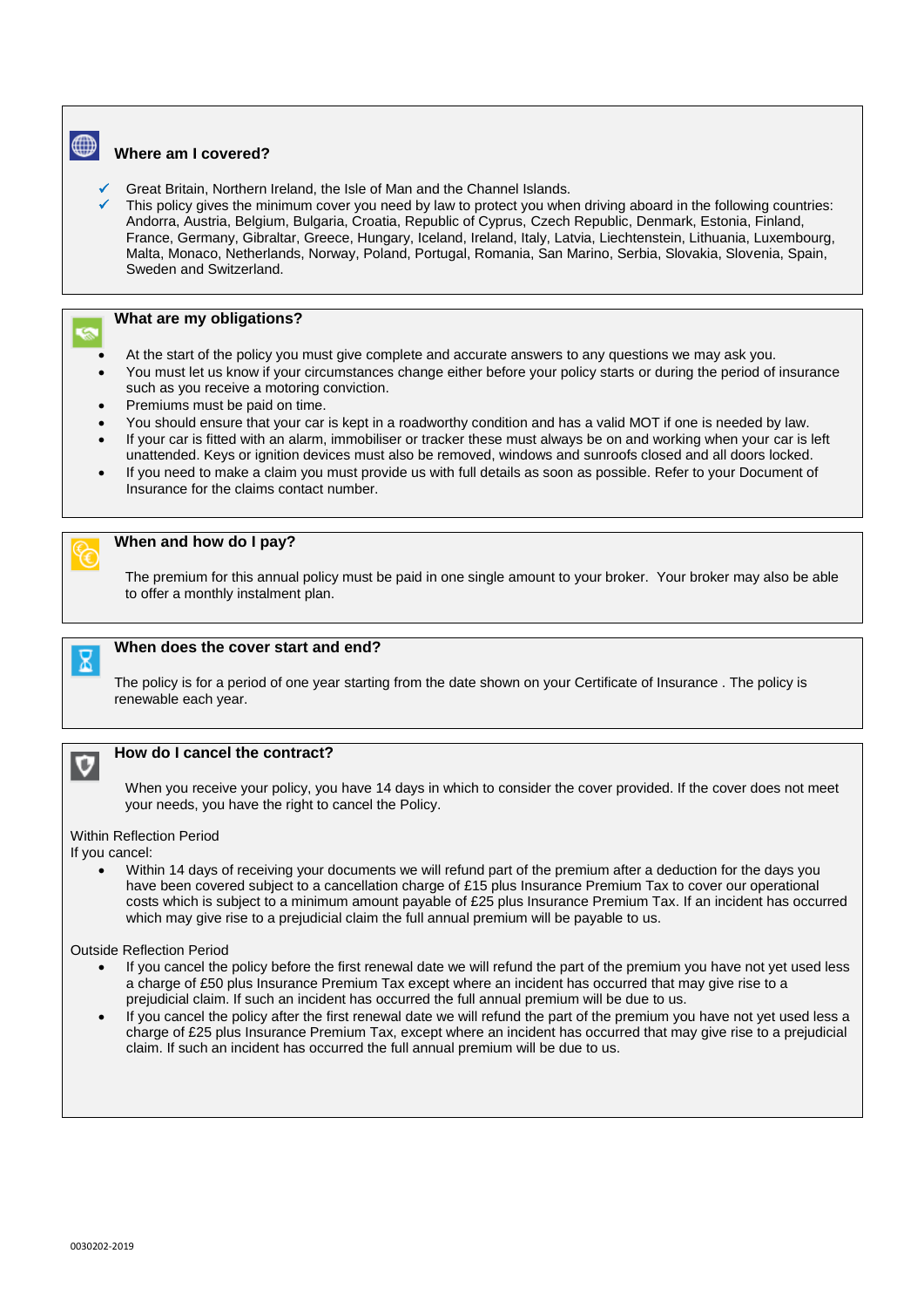## Where am I covered?

- ✓ Great Britain, Northern Ireland, the Isle of Man and the Channel Islands.
- ✓ This policy gives the minimum cover you need by law to protect you when driving aboard in the following countries: Andorra, Austria, Belgium, Bulgaria, Croatia, Republic of Cyprus, Czech Republic, Denmark, Estonia, Finland, France, Germany, Gibraltar, Greece, Hungary, Iceland, Ireland, Italy, Latvia, Liechtenstein, Lithuania, Luxembourg, Malta, Monaco, Netherlands, Norway, Poland, Portugal, Romania, San Marino, Serbia, Slovakia, Slovenia, Spain, Sweden and Switzerland.

## What are my obligations?

- At the start of the policy you must give complete and accurate answers to any questions we may ask you.
- You must let us know if your circumstances change either before your policy starts or during the period of insurance such as you receive a motoring conviction.
- Premiums must be paid on time.
- You should ensure that your car is kept in a roadworthy condition and has a valid MOT if one is needed by law.
- If your car is fitted with an alarm, immobiliser or tracker these must always be on and working when your car is left unattended. Keys or ignition devices must also be removed, windows and sunroofs closed and all doors locked.
- If you need to make a claim you must provide us with full details as soon as possible. Refer to your Document of Insurance for the claims contact number.

## When and how do I pay?

The premium for this annual policy must be paid in one single amount to your broker. Your broker may also be able to offer a monthly instalment plan.

## When does the cover start and end?

The policy is for a period of one year starting from the date shown on your Certificate of Insurance . The policy is renewable each year.

## How do I cancel the contract?

When you receive your policy, you have 14 days in which to consider the cover provided. If the cover does not meet your needs, you have the right to cancel the Policy.

Within Reflection Period
If you cancel:

- Within 14 days of receiving your documents we will refund part of the premium after a deduction for the days you have been covered subject to a cancellation charge of £15 plus Insurance Premium Tax to cover our operational costs which is subject to a minimum amount payable of £25 plus Insurance Premium Tax. If an incident has occurred which may give rise to a prejudicial claim the full annual premium will be payable to us.

Outside Reflection Period

- If you cancel the policy before the first renewal date we will refund the part of the premium you have not yet used less a charge of £50 plus Insurance Premium Tax except where an incident has occurred that may give rise to a prejudicial claim. If such an incident has occurred the full annual premium will be due to us.
- If you cancel the policy after the first renewal date we will refund the part of the premium you have not yet used less a charge of £25 plus Insurance Premium Tax, except where an incident has occurred that may give rise to a prejudicial claim. If such an incident has occurred the full annual premium will be due to us.

0030202-2019